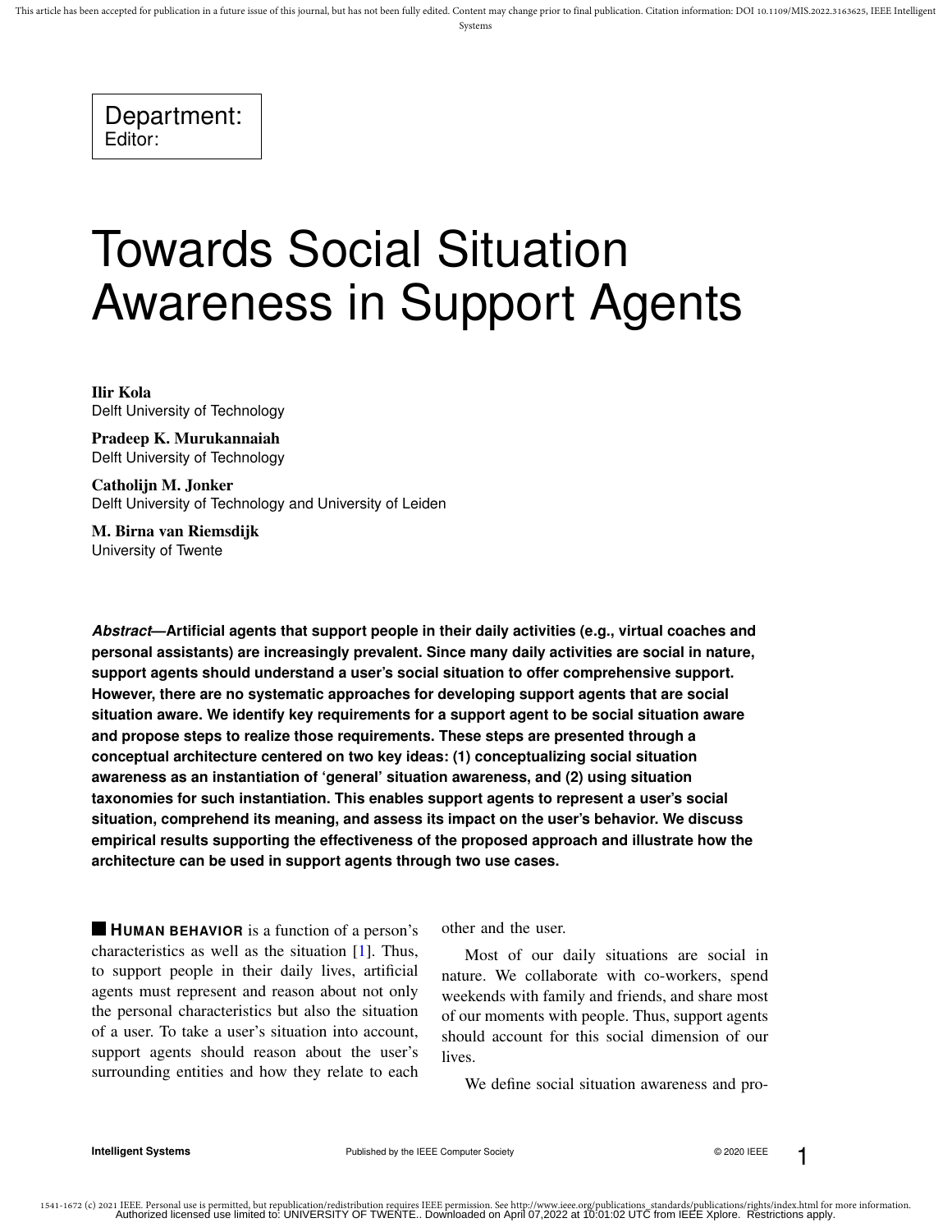Department:
Editor:

# Towards Social Situation Awareness in Support Agents

**Ilir Kola**
Delft University of Technology

**Pradeep K. Murukannaiah**
Delft University of Technology

**Catholijn M. Jonker**
Delft University of Technology and University of Leiden

**M. Birna van Riemsdijk**
University of Twente

***Abstract*—Artificial agents that support people in their daily activities (e.g., virtual coaches and personal assistants) are increasingly prevalent. Since many daily activities are social in nature, support agents should understand a user's social situation to offer comprehensive support. However, there are no systematic approaches for developing support agents that are social situation aware. We identify key requirements for a support agent to be social situation aware and propose steps to realize those requirements. These steps are presented through a conceptual architecture centered on two key ideas: (1) conceptualizing social situation awareness as an instantiation of 'general' situation awareness, and (2) using situation taxonomies for such instantiation. This enables support agents to represent a user's social situation, comprehend its meaning, and assess its impact on the user's behavior. We discuss empirical results supporting the effectiveness of the proposed approach and illustrate how the architecture can be used in support agents through two use cases.**

**HUMAN BEHAVIOR** is a function of a person's characteristics as well as the situation [1]. Thus, to support people in their daily lives, artificial agents must represent and reason about not only the personal characteristics but also the situation of a user. To take a user's situation into account, support agents should reason about the user's surrounding entities and how they relate to each other and the user.

Most of our daily situations are social in nature. We collaborate with co-workers, spend weekends with family and friends, and share most of our moments with people. Thus, support agents should account for this social dimension of our lives.

We define social situation awareness and pro-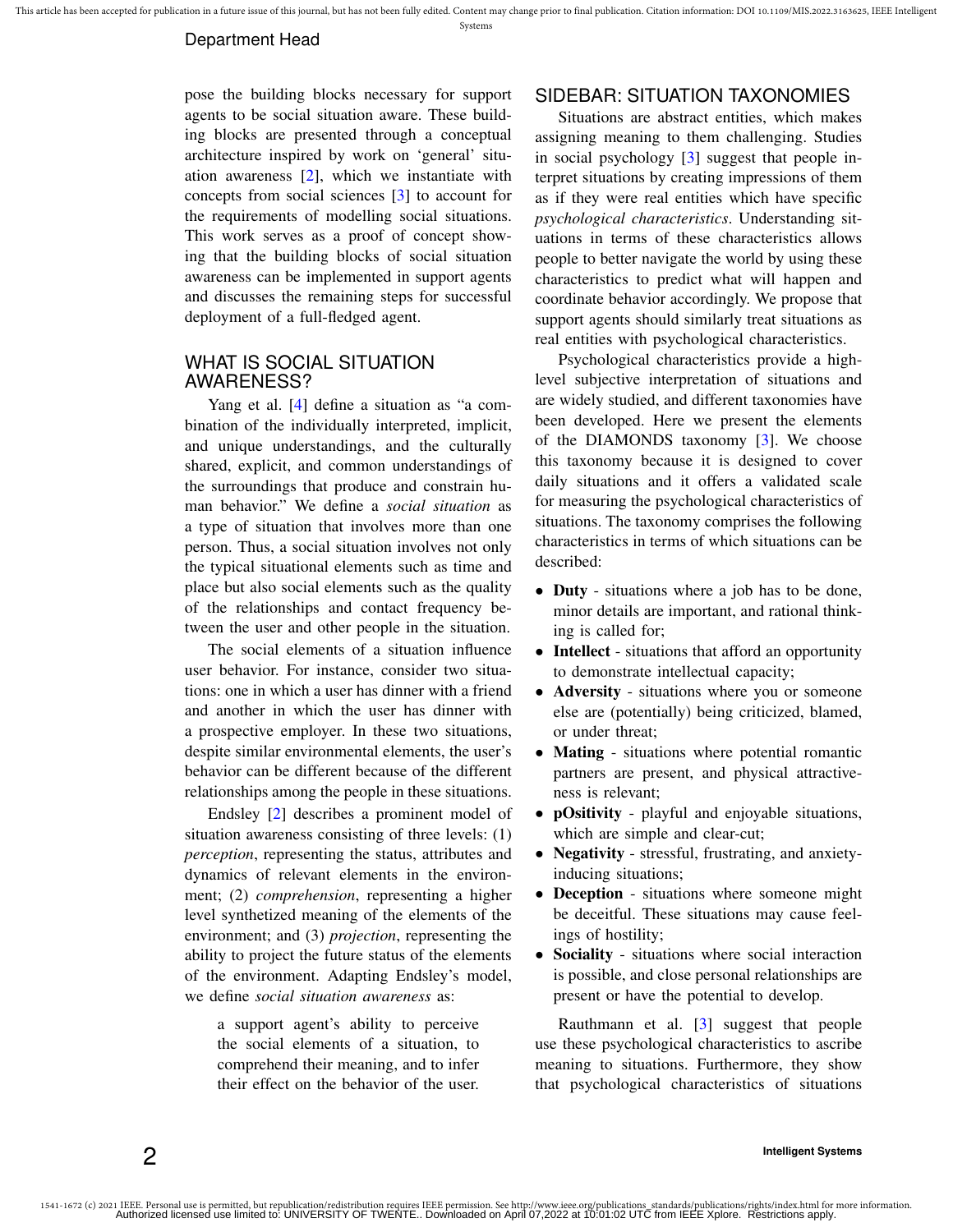pose the building blocks necessary for support agents to be social situation aware. These building blocks are presented through a conceptual architecture inspired by work on 'general' situation awareness [2], which we instantiate with concepts from social sciences [3] to account for the requirements of modelling social situations. This work serves as a proof of concept showing that the building blocks of social situation awareness can be implemented in support agents and discusses the remaining steps for successful deployment of a full-fledged agent.

## WHAT IS SOCIAL SITUATION AWARENESS?

Yang et al. [4] define a situation as "a combination of the individually interpreted, implicit, and unique understandings, and the culturally shared, explicit, and common understandings of the surroundings that produce and constrain human behavior." We define a *social situation* as a type of situation that involves more than one person. Thus, a social situation involves not only the typical situational elements such as time and place but also social elements such as the quality of the relationships and contact frequency between the user and other people in the situation.

The social elements of a situation influence user behavior. For instance, consider two situations: one in which a user has dinner with a friend and another in which the user has dinner with a prospective employer. In these two situations, despite similar environmental elements, the user's behavior can be different because of the different relationships among the people in these situations.

Endsley [2] describes a prominent model of situation awareness consisting of three levels: (1) *perception*, representing the status, attributes and dynamics of relevant elements in the environment; (2) *comprehension*, representing a higher level synthetized meaning of the elements of the environment; and (3) *projection*, representing the ability to project the future status of the elements of the environment. Adapting Endsley's model, we define *social situation awareness* as:

> a support agent's ability to perceive the social elements of a situation, to comprehend their meaning, and to infer their effect on the behavior of the user.

## SIDEBAR: SITUATION TAXONOMIES

Situations are abstract entities, which makes assigning meaning to them challenging. Studies in social psychology [3] suggest that people interpret situations by creating impressions of them as if they were real entities which have specific *psychological characteristics*. Understanding situations in terms of these characteristics allows people to better navigate the world by using these characteristics to predict what will happen and coordinate behavior accordingly. We propose that support agents should similarly treat situations as real entities with psychological characteristics.

Psychological characteristics provide a high-level subjective interpretation of situations and are widely studied, and different taxonomies have been developed. Here we present the elements of the DIAMONDS taxonomy [3]. We choose this taxonomy because it is designed to cover daily situations and it offers a validated scale for measuring the psychological characteristics of situations. The taxonomy comprises the following characteristics in terms of which situations can be described:

- **Duty** - situations where a job has to be done, minor details are important, and rational thinking is called for;
- **Intellect** - situations that afford an opportunity to demonstrate intellectual capacity;
- **Adversity** - situations where you or someone else are (potentially) being criticized, blamed, or under threat;
- **Mating** - situations where potential romantic partners are present, and physical attractiveness is relevant;
- **pOsitivity** - playful and enjoyable situations, which are simple and clear-cut;
- **Negativity** - stressful, frustrating, and anxiety-inducing situations;
- **Deception** - situations where someone might be deceitful. These situations may cause feelings of hostility;
- **Sociality** - situations where social interaction is possible, and close personal relationships are present or have the potential to develop.

Rauthmann et al. [3] suggest that people use these psychological characteristics to ascribe meaning to situations. Furthermore, they show that psychological characteristics of situations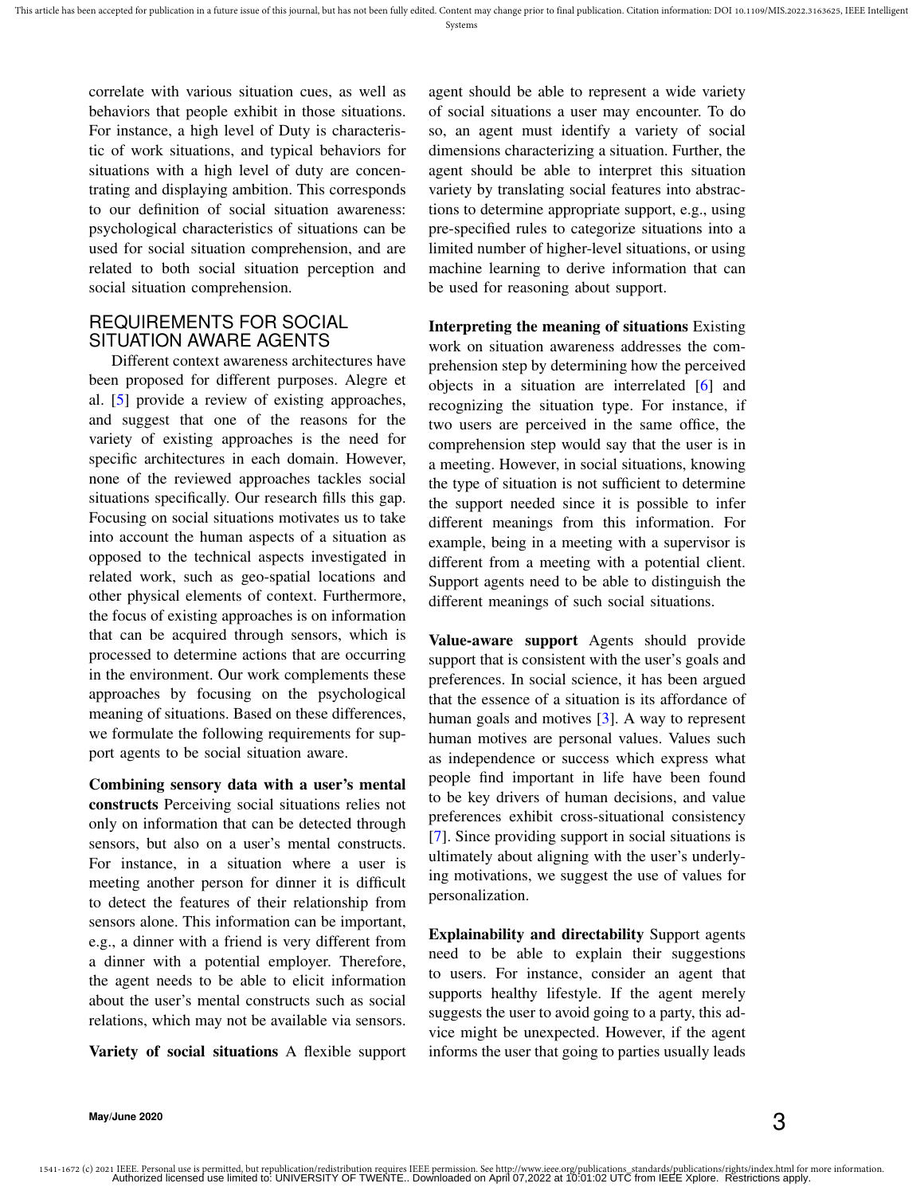correlate with various situation cues, as well as behaviors that people exhibit in those situations. For instance, a high level of Duty is characteristic of work situations, and typical behaviors for situations with a high level of duty are concentrating and displaying ambition. This corresponds to our definition of social situation awareness: psychological characteristics of situations can be used for social situation comprehension, and are related to both social situation perception and social situation comprehension.

## REQUIREMENTS FOR SOCIAL SITUATION AWARE AGENTS

Different context awareness architectures have been proposed for different purposes. Alegre et al. [5] provide a review of existing approaches, and suggest that one of the reasons for the variety of existing approaches is the need for specific architectures in each domain. However, none of the reviewed approaches tackles social situations specifically. Our research fills this gap. Focusing on social situations motivates us to take into account the human aspects of a situation as opposed to the technical aspects investigated in related work, such as geo-spatial locations and other physical elements of context. Furthermore, the focus of existing approaches is on information that can be acquired through sensors, which is processed to determine actions that are occurring in the environment. Our work complements these approaches by focusing on the psychological meaning of situations. Based on these differences, we formulate the following requirements for support agents to be social situation aware.

**Combining sensory data with a user's mental constructs** Perceiving social situations relies not only on information that can be detected through sensors, but also on a user's mental constructs. For instance, in a situation where a user is meeting another person for dinner it is difficult to detect the features of their relationship from sensors alone. This information can be important, e.g., a dinner with a friend is very different from a dinner with a potential employer. Therefore, the agent needs to be able to elicit information about the user's mental constructs such as social relations, which may not be available via sensors.

**Variety of social situations** A flexible support agent should be able to represent a wide variety of social situations a user may encounter. To do so, an agent must identify a variety of social dimensions characterizing a situation. Further, the agent should be able to interpret this situation variety by translating social features into abstractions to determine appropriate support, e.g., using pre-specified rules to categorize situations into a limited number of higher-level situations, or using machine learning to derive information that can be used for reasoning about support.

**Interpreting the meaning of situations** Existing work on situation awareness addresses the comprehension step by determining how the perceived objects in a situation are interrelated [6] and recognizing the situation type. For instance, if two users are perceived in the same office, the comprehension step would say that the user is in a meeting. However, in social situations, knowing the type of situation is not sufficient to determine the support needed since it is possible to infer different meanings from this information. For example, being in a meeting with a supervisor is different from a meeting with a potential client. Support agents need to be able to distinguish the different meanings of such social situations.

**Value-aware support** Agents should provide support that is consistent with the user's goals and preferences. In social science, it has been argued that the essence of a situation is its affordance of human goals and motives [3]. A way to represent human motives are personal values. Values such as independence or success which express what people find important in life have been found to be key drivers of human decisions, and value preferences exhibit cross-situational consistency [7]. Since providing support in social situations is ultimately about aligning with the user's underlying motivations, we suggest the use of values for personalization.

**Explainability and directability** Support agents need to be able to explain their suggestions to users. For instance, consider an agent that supports healthy lifestyle. If the agent merely suggests the user to avoid going to a party, this advice might be unexpected. However, if the agent informs the user that going to parties usually leads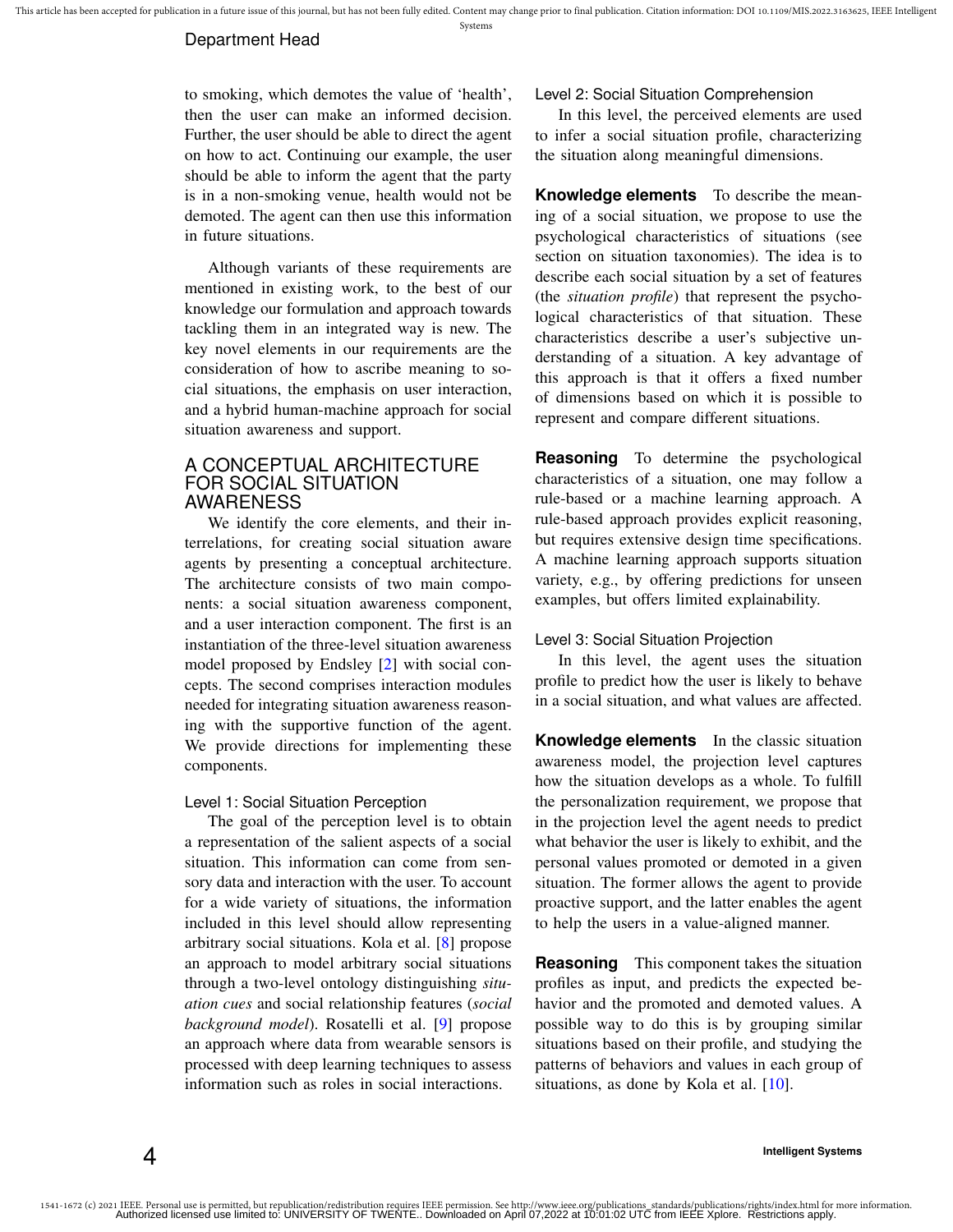to smoking, which demotes the value of 'health', then the user can make an informed decision. Further, the user should be able to direct the agent on how to act. Continuing our example, the user should be able to inform the agent that the party is in a non-smoking venue, health would not be demoted. The agent can then use this information in future situations.

Although variants of these requirements are mentioned in existing work, to the best of our knowledge our formulation and approach towards tackling them in an integrated way is new. The key novel elements in our requirements are the consideration of how to ascribe meaning to social situations, the emphasis on user interaction, and a hybrid human-machine approach for social situation awareness and support.

## A CONCEPTUAL ARCHITECTURE FOR SOCIAL SITUATION AWARENESS

We identify the core elements, and their interrelations, for creating social situation aware agents by presenting a conceptual architecture. The architecture consists of two main components: a social situation awareness component, and a user interaction component. The first is an instantiation of the three-level situation awareness model proposed by Endsley [2] with social concepts. The second comprises interaction modules needed for integrating situation awareness reasoning with the supportive function of the agent. We provide directions for implementing these components.

### Level 1: Social Situation Perception

The goal of the perception level is to obtain a representation of the salient aspects of a social situation. This information can come from sensory data and interaction with the user. To account for a wide variety of situations, the information included in this level should allow representing arbitrary social situations. Kola et al. [8] propose an approach to model arbitrary social situations through a two-level ontology distinguishing *situation cues* and social relationship features (*social background model*). Rosatelli et al. [9] propose an approach where data from wearable sensors is processed with deep learning techniques to assess information such as roles in social interactions.

### Level 2: Social Situation Comprehension

In this level, the perceived elements are used to infer a social situation profile, characterizing the situation along meaningful dimensions.

**Knowledge elements** To describe the meaning of a social situation, we propose to use the psychological characteristics of situations (see section on situation taxonomies). The idea is to describe each social situation by a set of features (the *situation profile*) that represent the psychological characteristics of that situation. These characteristics describe a user's subjective understanding of a situation. A key advantage of this approach is that it offers a fixed number of dimensions based on which it is possible to represent and compare different situations.

**Reasoning** To determine the psychological characteristics of a situation, one may follow a rule-based or a machine learning approach. A rule-based approach provides explicit reasoning, but requires extensive design time specifications. A machine learning approach supports situation variety, e.g., by offering predictions for unseen examples, but offers limited explainability.

### Level 3: Social Situation Projection

In this level, the agent uses the situation profile to predict how the user is likely to behave in a social situation, and what values are affected.

**Knowledge elements** In the classic situation awareness model, the projection level captures how the situation develops as a whole. To fulfill the personalization requirement, we propose that in the projection level the agent needs to predict what behavior the user is likely to exhibit, and the personal values promoted or demoted in a given situation. The former allows the agent to provide proactive support, and the latter enables the agent to help the users in a value-aligned manner.

**Reasoning** This component takes the situation profiles as input, and predicts the expected behavior and the promoted and demoted values. A possible way to do this is by grouping similar situations based on their profile, and studying the patterns of behaviors and values in each group of situations, as done by Kola et al. [10].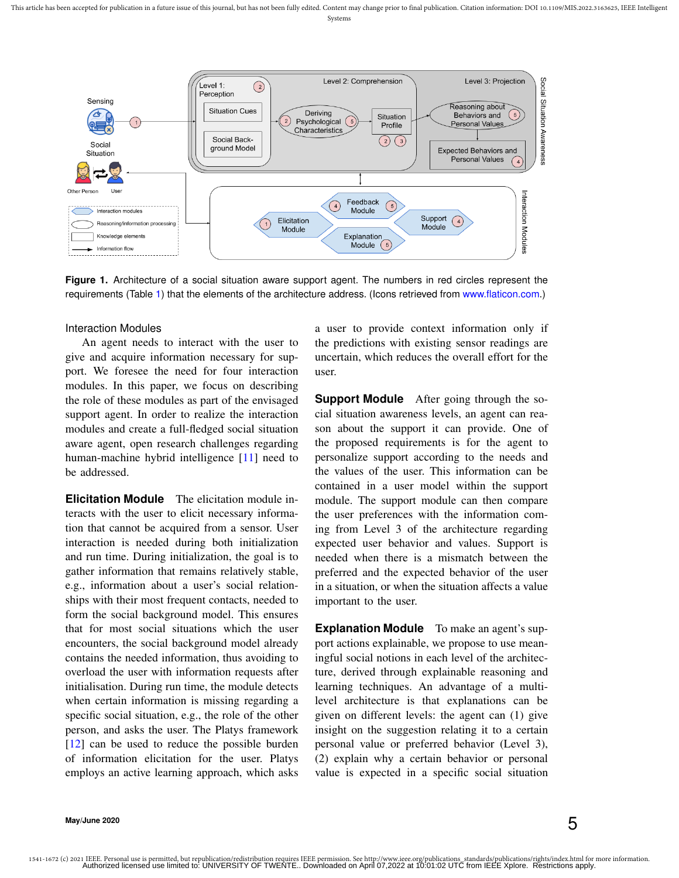**Figure 1.** Architecture of a social situation aware support agent. The numbers in red circles represent the requirements (Table 1) that the elements of the architecture address. (Icons retrieved from www.flaticon.com.)

### Interaction Modules

An agent needs to interact with the user to give and acquire information necessary for support. We foresee the need for four interaction modules. In this paper, we focus on describing the role of these modules as part of the envisaged support agent. In order to realize the interaction modules and create a full-fledged social situation aware agent, open research challenges regarding human-machine hybrid intelligence [11] need to be addressed.

**Elicitation Module** The elicitation module interacts with the user to elicit necessary information that cannot be acquired from a sensor. User interaction is needed during both initialization and run time. During initialization, the goal is to gather information that remains relatively stable, e.g., information about a user's social relationships with their most frequent contacts, needed to form the social background model. This ensures that for most social situations which the user encounters, the social background model already contains the needed information, thus avoiding to overload the user with information requests after initialisation. During run time, the module detects when certain information is missing regarding a specific social situation, e.g., the role of the other person, and asks the user. The Platys framework [12] can be used to reduce the possible burden of information elicitation for the user. Platys employs an active learning approach, which asks a user to provide context information only if the predictions with existing sensor readings are uncertain, which reduces the overall effort for the user.

**Support Module** After going through the social situation awareness levels, an agent can reason about the support it can provide. One of the proposed requirements is for the agent to personalize support according to the needs and the values of the user. This information can be contained in a user model within the support module. The support module can then compare the user preferences with the information coming from Level 3 of the architecture regarding expected user behavior and values. Support is needed when there is a mismatch between the preferred and the expected behavior of the user in a situation, or when the situation affects a value important to the user.

**Explanation Module** To make an agent's support actions explainable, we propose to use meaningful social notions in each level of the architecture, derived through explainable reasoning and learning techniques. An advantage of a multi-level architecture is that explanations can be given on different levels: the agent can (1) give insight on the suggestion relating it to a certain personal value or preferred behavior (Level 3), (2) explain why a certain behavior or personal value is expected in a specific social situation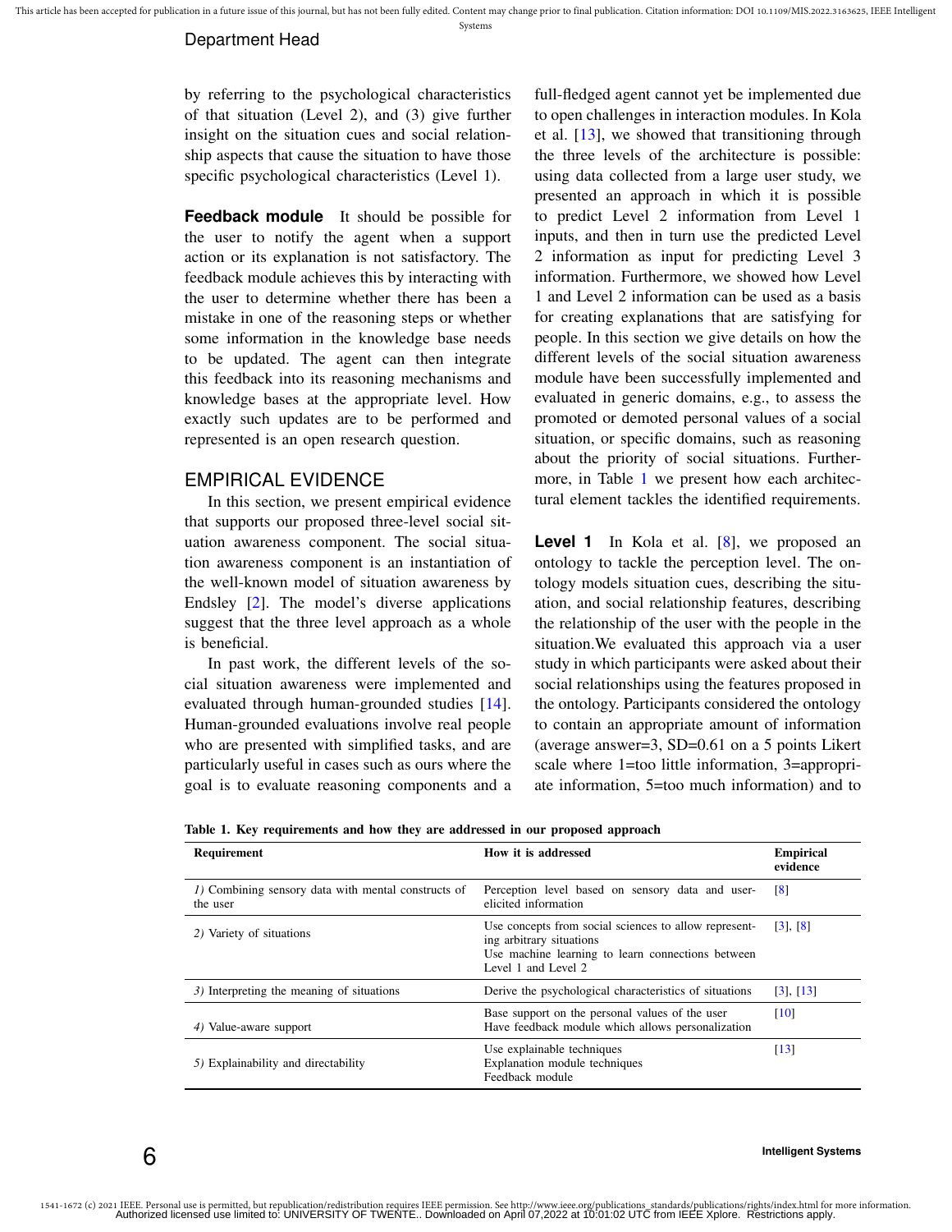by referring to the psychological characteristics of that situation (Level 2), and (3) give further insight on the situation cues and social relationship aspects that cause the situation to have those specific psychological characteristics (Level 1).

**Feedback module** It should be possible for the user to notify the agent when a support action or its explanation is not satisfactory. The feedback module achieves this by interacting with the user to determine whether there has been a mistake in one of the reasoning steps or whether some information in the knowledge base needs to be updated. The agent can then integrate this feedback into its reasoning mechanisms and knowledge bases at the appropriate level. How exactly such updates are to be performed and represented is an open research question.

## EMPIRICAL EVIDENCE

In this section, we present empirical evidence that supports our proposed three-level social situation awareness component. The social situation awareness component is an instantiation of the well-known model of situation awareness by Endsley [2]. The model's diverse applications suggest that the three level approach as a whole is beneficial.

In past work, the different levels of the social situation awareness were implemented and evaluated through human-grounded studies [14]. Human-grounded evaluations involve real people who are presented with simplified tasks, and are particularly useful in cases such as ours where the goal is to evaluate reasoning components and a full-fledged agent cannot yet be implemented due to open challenges in interaction modules. In Kola et al. [13], we showed that transitioning through the three levels of the architecture is possible: using data collected from a large user study, we presented an approach in which it is possible to predict Level 2 information from Level 1 inputs, and then in turn use the predicted Level 2 information as input for predicting Level 3 information. Furthermore, we showed how Level 1 and Level 2 information can be used as a basis for creating explanations that are satisfying for people. In this section we give details on how the different levels of the social situation awareness module have been successfully implemented and evaluated in generic domains, e.g., to assess the promoted or demoted personal values of a social situation, or specific domains, such as reasoning about the priority of social situations. Furthermore, in Table 1 we present how each architectural element tackles the identified requirements.

**Level 1** In Kola et al. [8], we proposed an ontology to tackle the perception level. The ontology models situation cues, describing the situation, and social relationship features, describing the relationship of the user with the people in the situation.We evaluated this approach via a user study in which participants were asked about their social relationships using the features proposed in the ontology. Participants considered the ontology to contain an appropriate amount of information (average answer=3, SD=0.61 on a 5 points Likert scale where 1=too little information, 3=appropriate information, 5=too much information) and to

**Table 1. Key requirements and how they are addressed in our proposed approach**

| Requirement | How it is addressed | Empirical evidence |
|---|---|---|
| *1)* Combining sensory data with mental constructs of the user | Perception level based on sensory data and user-elicited information | [8] |
| *2)* Variety of situations | Use concepts from social sciences to allow representing arbitrary situations<br>Use machine learning to learn connections between Level 1 and Level 2 | [3], [8] |
| *3)* Interpreting the meaning of situations | Derive the psychological characteristics of situations | [3], [13] |
| *4)* Value-aware support | Base support on the personal values of the user<br>Have feedback module which allows personalization | [10] |
| *5)* Explainability and directability | Use explainable techniques<br>Explanation module techniques<br>Feedback module | [13] |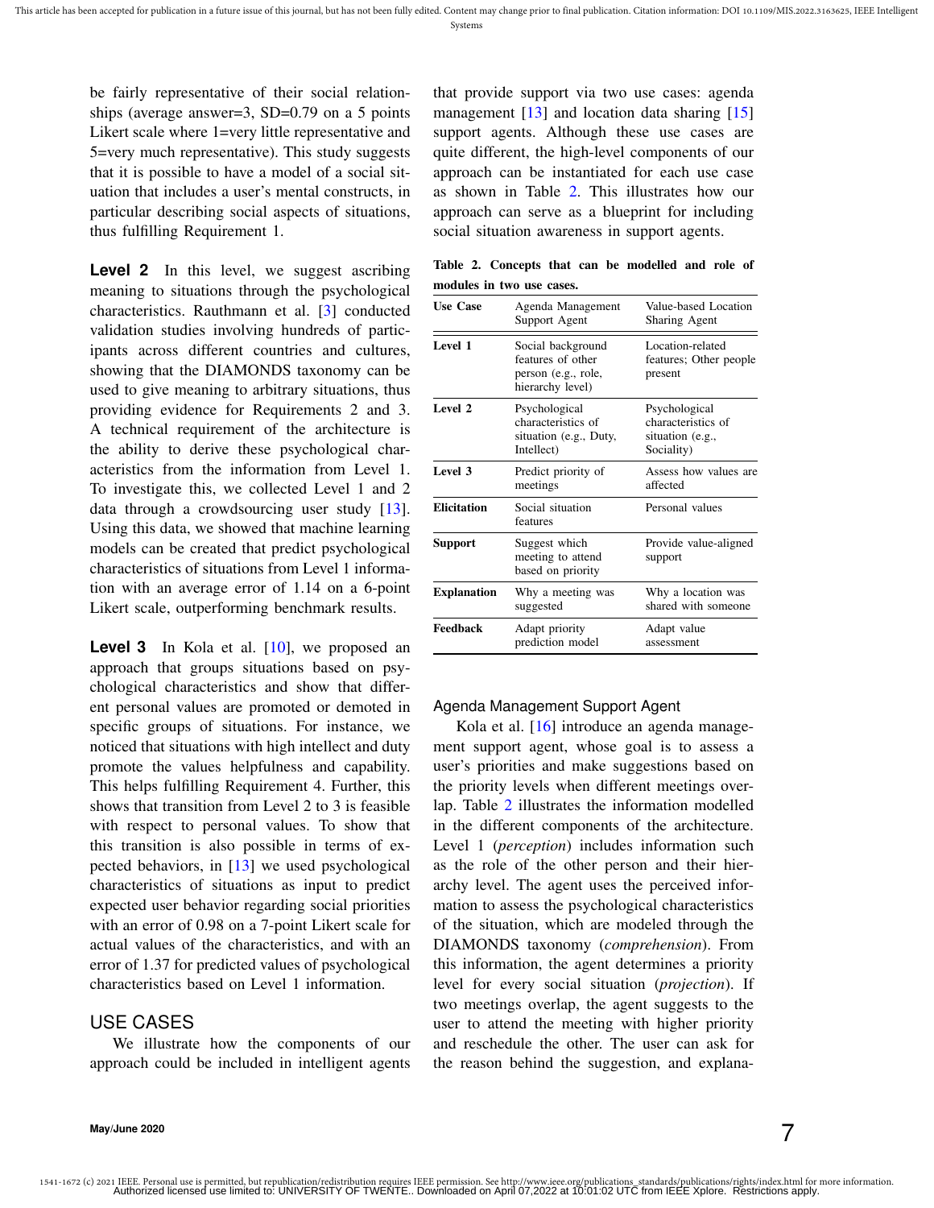be fairly representative of their social relationships (average answer=3, SD=0.79 on a 5 points Likert scale where 1=very little representative and 5=very much representative). This study suggests that it is possible to have a model of a social situation that includes a user's mental constructs, in particular describing social aspects of situations, thus fulfilling Requirement 1.

**Level 2** In this level, we suggest ascribing meaning to situations through the psychological characteristics. Rauthmann et al. [3] conducted validation studies involving hundreds of participants across different countries and cultures, showing that the DIAMONDS taxonomy can be used to give meaning to arbitrary situations, thus providing evidence for Requirements 2 and 3. A technical requirement of the architecture is the ability to derive these psychological characteristics from the information from Level 1. To investigate this, we collected Level 1 and 2 data through a crowdsourcing user study [13]. Using this data, we showed that machine learning models can be created that predict psychological characteristics of situations from Level 1 information with an average error of 1.14 on a 6-point Likert scale, outperforming benchmark results.

**Level 3** In Kola et al. [10], we proposed an approach that groups situations based on psychological characteristics and show that different personal values are promoted or demoted in specific groups of situations. For instance, we noticed that situations with high intellect and duty promote the values helpfulness and capability. This helps fulfilling Requirement 4. Further, this shows that transition from Level 2 to 3 is feasible with respect to personal values. To show that this transition is also possible in terms of expected behaviors, in [13] we used psychological characteristics of situations as input to predict expected user behavior regarding social priorities with an error of 0.98 on a 7-point Likert scale for actual values of the characteristics, and with an error of 1.37 for predicted values of psychological characteristics based on Level 1 information.

## USE CASES

We illustrate how the components of our approach could be included in intelligent agents that provide support via two use cases: agenda management [13] and location data sharing [15] support agents. Although these use cases are quite different, the high-level components of our approach can be instantiated for each use case as shown in Table 2. This illustrates how our approach can serve as a blueprint for including social situation awareness in support agents.

**Table 2. Concepts that can be modelled and role of modules in two use cases.**

| Use Case | Agenda Management Support Agent | Value-based Location Sharing Agent |
|---|---|---|
| **Level 1** | Social background features of other person (e.g., role, hierarchy level) | Location-related features; Other people present |
| **Level 2** | Psychological characteristics of situation (e.g., Duty, Intellect) | Psychological characteristics of situation (e.g., Sociality) |
| **Level 3** | Predict priority of meetings | Assess how values are affected |
| **Elicitation** | Social situation features | Personal values |
| **Support** | Suggest which meeting to attend based on priority | Provide value-aligned support |
| **Explanation** | Why a meeting was suggested | Why a location was shared with someone |
| **Feedback** | Adapt priority prediction model | Adapt value assessment |

### Agenda Management Support Agent

Kola et al. [16] introduce an agenda management support agent, whose goal is to assess a user's priorities and make suggestions based on the priority levels when different meetings overlap. Table 2 illustrates the information modelled in the different components of the architecture. Level 1 (*perception*) includes information such as the role of the other person and their hierarchy level. The agent uses the perceived information to assess the psychological characteristics of the situation, which are modeled through the DIAMONDS taxonomy (*comprehension*). From this information, the agent determines a priority level for every social situation (*projection*). If two meetings overlap, the agent suggests to the user to attend the meeting with higher priority and reschedule the other. The user can ask for the reason behind the suggestion, and explana-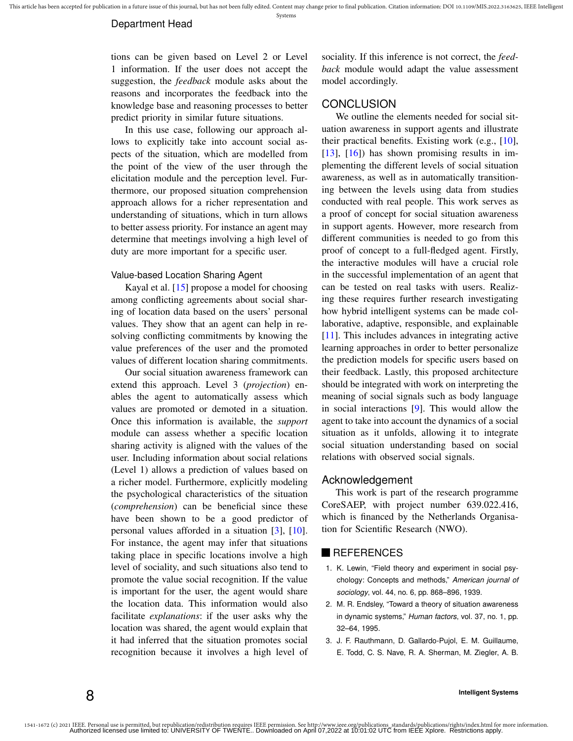tions can be given based on Level 2 or Level 1 information. If the user does not accept the suggestion, the *feedback* module asks about the reasons and incorporates the feedback into the knowledge base and reasoning processes to better predict priority in similar future situations.

In this use case, following our approach allows to explicitly take into account social aspects of the situation, which are modelled from the point of the view of the user through the elicitation module and the perception level. Furthermore, our proposed situation comprehension approach allows for a richer representation and understanding of situations, which in turn allows to better assess priority. For instance an agent may determine that meetings involving a high level of duty are more important for a specific user.

### Value-based Location Sharing Agent

Kayal et al. [15] propose a model for choosing among conflicting agreements about social sharing of location data based on the users' personal values. They show that an agent can help in resolving conflicting commitments by knowing the value preferences of the user and the promoted values of different location sharing commitments.

Our social situation awareness framework can extend this approach. Level 3 (*projection*) enables the agent to automatically assess which values are promoted or demoted in a situation. Once this information is available, the *support* module can assess whether a specific location sharing activity is aligned with the values of the user. Including information about social relations (Level 1) allows a prediction of values based on a richer model. Furthermore, explicitly modeling the psychological characteristics of the situation (*comprehension*) can be beneficial since these have been shown to be a good predictor of personal values afforded in a situation [3], [10]. For instance, the agent may infer that situations taking place in specific locations involve a high level of sociality, and such situations also tend to promote the value social recognition. If the value is important for the user, the agent would share the location data. This information would also facilitate *explanations*: if the user asks why the location was shared, the agent would explain that it had inferred that the situation promotes social recognition because it involves a high level of sociality. If this inference is not correct, the *feedback* module would adapt the value assessment model accordingly.

## CONCLUSION

We outline the elements needed for social situation awareness in support agents and illustrate their practical benefits. Existing work (e.g., [10], [13], [16]) has shown promising results in implementing the different levels of social situation awareness, as well as in automatically transitioning between the levels using data from studies conducted with real people. This work serves as a proof of concept for social situation awareness in support agents. However, more research from different communities is needed to go from this proof of concept to a full-fledged agent. Firstly, the interactive modules will have a crucial role in the successful implementation of an agent that can be tested on real tasks with users. Realizing these requires further research investigating how hybrid intelligent systems can be made collaborative, adaptive, responsible, and explainable [11]. This includes advances in integrating active learning approaches in order to better personalize the prediction models for specific users based on their feedback. Lastly, this proposed architecture should be integrated with work on interpreting the meaning of social signals such as body language in social interactions [9]. This would allow the agent to take into account the dynamics of a social situation as it unfolds, allowing it to integrate social situation understanding based on social relations with observed social signals.

## Acknowledgement

This work is part of the research programme CoreSAEP, with project number 639.022.416, which is financed by the Netherlands Organisation for Scientific Research (NWO).

## REFERENCES

1. K. Lewin, "Field theory and experiment in social psychology: Concepts and methods," *American journal of sociology*, vol. 44, no. 6, pp. 868–896, 1939.
2. M. R. Endsley, "Toward a theory of situation awareness in dynamic systems," *Human factors*, vol. 37, no. 1, pp. 32–64, 1995.
3. J. F. Rauthmann, D. Gallardo-Pujol, E. M. Guillaume, E. Todd, C. S. Nave, R. A. Sherman, M. Ziegler, A. B.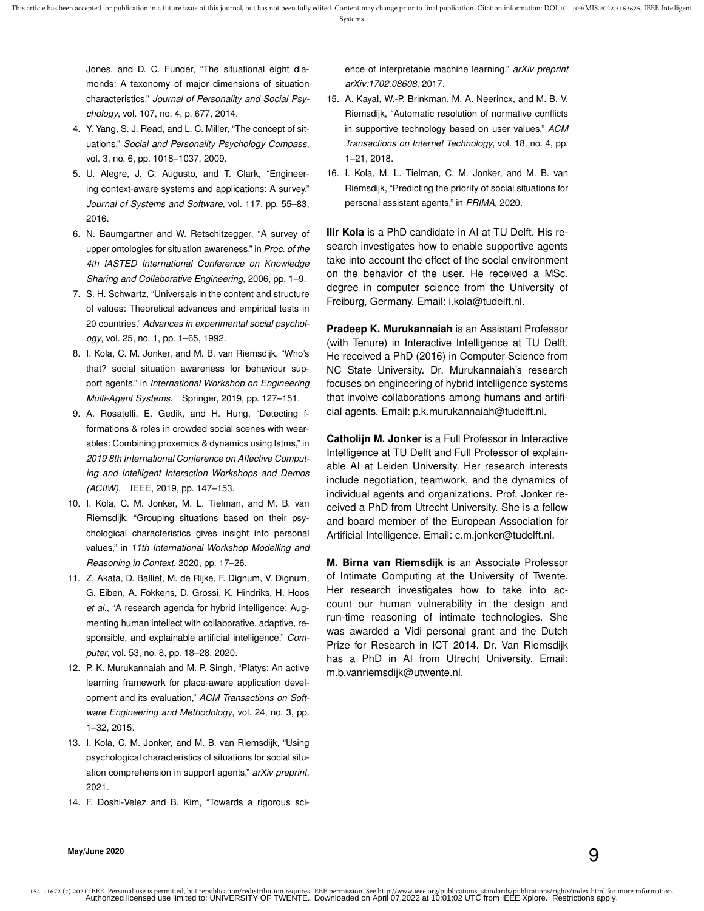Jones, and D. C. Funder, "The situational eight diamonds: A taxonomy of major dimensions of situation characteristics." *Journal of Personality and Social Psychology*, vol. 107, no. 4, p. 677, 2014.

4. Y. Yang, S. J. Read, and L. C. Miller, "The concept of situations," *Social and Personality Psychology Compass*, vol. 3, no. 6, pp. 1018–1037, 2009.
5. U. Alegre, J. C. Augusto, and T. Clark, "Engineering context-aware systems and applications: A survey," *Journal of Systems and Software*, vol. 117, pp. 55–83, 2016.
6. N. Baumgartner and W. Retschitzegger, "A survey of upper ontologies for situation awareness," in *Proc. of the 4th IASTED International Conference on Knowledge Sharing and Collaborative Engineering*, 2006, pp. 1–9.
7. S. H. Schwartz, "Universals in the content and structure of values: Theoretical advances and empirical tests in 20 countries," *Advances in experimental social psychology*, vol. 25, no. 1, pp. 1–65, 1992.
8. I. Kola, C. M. Jonker, and M. B. van Riemsdijk, "Who's that? social situation awareness for behaviour support agents," in *International Workshop on Engineering Multi-Agent Systems*. Springer, 2019, pp. 127–151.
9. A. Rosatelli, E. Gedik, and H. Hung, "Detecting f-formations & roles in crowded social scenes with wearables: Combining proxemics & dynamics using lstms," in *2019 8th International Conference on Affective Computing and Intelligent Interaction Workshops and Demos (ACIIW)*. IEEE, 2019, pp. 147–153.
10. I. Kola, C. M. Jonker, M. L. Tielman, and M. B. van Riemsdijk, "Grouping situations based on their psychological characteristics gives insight into personal values," in *11th International Workshop Modelling and Reasoning in Context*, 2020, pp. 17–26.
11. Z. Akata, D. Balliet, M. de Rijke, F. Dignum, V. Dignum, G. Eiben, A. Fokkens, D. Grossi, K. Hindriks, H. Hoos *et al.*, "A research agenda for hybrid intelligence: Augmenting human intellect with collaborative, adaptive, responsible, and explainable artificial intelligence," *Computer*, vol. 53, no. 8, pp. 18–28, 2020.
12. P. K. Murukannaiah and M. P. Singh, "Platys: An active learning framework for place-aware application development and its evaluation," *ACM Transactions on Software Engineering and Methodology*, vol. 24, no. 3, pp. 1–32, 2015.
13. I. Kola, C. M. Jonker, and M. B. van Riemsdijk, "Using psychological characteristics of situations for social situation comprehension in support agents," *arXiv preprint*, 2021.
14. F. Doshi-Velez and B. Kim, "Towards a rigorous science of interpretable machine learning," *arXiv preprint arXiv:1702.08608*, 2017.
15. A. Kayal, W.-P. Brinkman, M. A. Neerincx, and M. B. V. Riemsdijk, "Automatic resolution of normative conflicts in supportive technology based on user values," *ACM Transactions on Internet Technology*, vol. 18, no. 4, pp. 1–21, 2018.
16. I. Kola, M. L. Tielman, C. M. Jonker, and M. B. van Riemsdijk, "Predicting the priority of social situations for personal assistant agents," in *PRIMA*, 2020.

**Ilir Kola** is a PhD candidate in AI at TU Delft. His research investigates how to enable supportive agents take into account the effect of the social environment on the behavior of the user. He received a MSc. degree in computer science from the University of Freiburg, Germany. Email: i.kola@tudelft.nl.

**Pradeep K. Murukannaiah** is an Assistant Professor (with Tenure) in Interactive Intelligence at TU Delft. He received a PhD (2016) in Computer Science from NC State University. Dr. Murukannaiah's research focuses on engineering of hybrid intelligence systems that involve collaborations among humans and artificial agents. Email: p.k.murukannaiah@tudelft.nl.

**Catholijn M. Jonker** is a Full Professor in Interactive Intelligence at TU Delft and Full Professor of explainable AI at Leiden University. Her research interests include negotiation, teamwork, and the dynamics of individual agents and organizations. Prof. Jonker received a PhD from Utrecht University. She is a fellow and board member of the European Association for Artificial Intelligence. Email: c.m.jonker@tudelft.nl.

**M. Birna van Riemsdijk** is an Associate Professor of Intimate Computing at the University of Twente. Her research investigates how to take into account our human vulnerability in the design and run-time reasoning of intimate technologies. She was awarded a Vidi personal grant and the Dutch Prize for Research in ICT 2014. Dr. Van Riemsdijk has a PhD in AI from Utrecht University. Email: m.b.vanriemsdijk@utwente.nl.